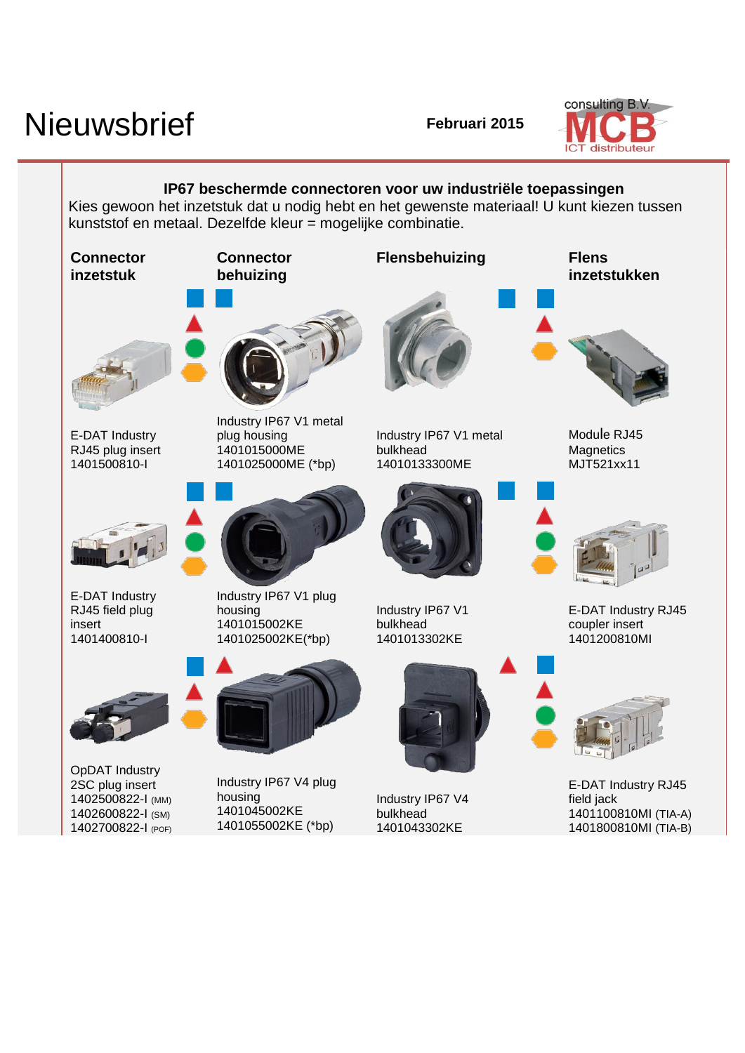# Nieuwsbrief

**Februari 2015**

consulting B.V.
MCB
ICT distributeur

## IP67 beschermde connectoren voor uw industriële toepassingen

Kies gewoon het inzetstuk dat u nodig hebt en het gewenste materiaal! U kunt kiezen tussen kunststof en metaal. Dezelfde kleur = mogelijke combinatie.

| Connector inzetstuk | Connector behuizing | Flensbehuizing | Flens inzetstukken |
|---|---|---|---|
| E-DAT Industry RJ45 plug insert 1401500810-I | Industry IP67 V1 metal plug housing 1401015000ME 1401025000ME (*bp) | Industry IP67 V1 metal bulkhead 14010133300ME | Module RJ45 Magnetics MJT521xx11 |
| E-DAT Industry RJ45 field plug insert 1401400810-I | Industry IP67 V1 plug housing 1401015002KE 1401025002KE(*bp) | Industry IP67 V1 bulkhead 1401013302KE | E-DAT Industry RJ45 coupler insert 1401200810MI |
| OpDAT Industry 2SC plug insert 1402500822-I (MM) 1402600822-I (SM) 1402700822-I (POF) | Industry IP67 V4 plug housing 1401045002KE 1401055002KE (*bp) | Industry IP67 V4 bulkhead 1401043302KE | E-DAT Industry RJ45 field jack 1401100810MI (TIA-A) 1401800810MI (TIA-B) |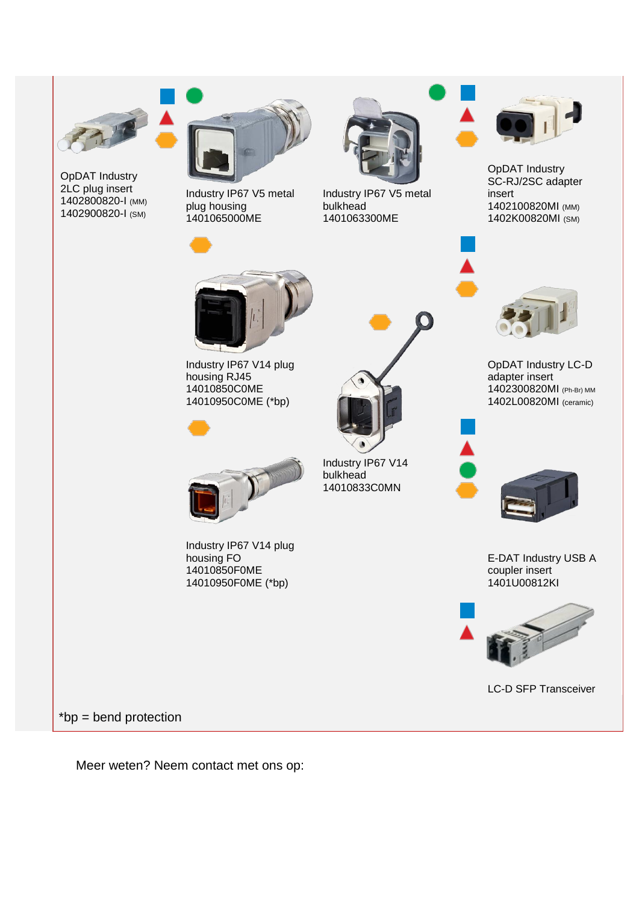OpDAT Industry
2LC plug insert
1402800820-I (MM)
1402900820-I (SM)

Industry IP67 V5 metal
plug housing
1401065000ME

Industry IP67 V5 metal
bulkhead
1401063300ME

OpDAT Industry
SC-RJ/2SC adapter
insert
1402100820MI (MM)
1402K00820MI (SM)

Industry IP67 V14 plug
housing RJ45
14010850C0ME
14010950C0ME (*bp)

Industry IP67 V14
bulkhead
14010833C0MN

OpDAT Industry LC-D
adapter insert
1402300820MI (Ph-Br) MM
1402L00820MI (ceramic)

Industry IP67 V14 plug
housing FO
14010850F0ME
14010950F0ME (*bp)

E-DAT Industry USB A
coupler insert
1401U00812KI

LC-D SFP Transceiver

*bp = bend protection

Meer weten? Neem contact met ons op: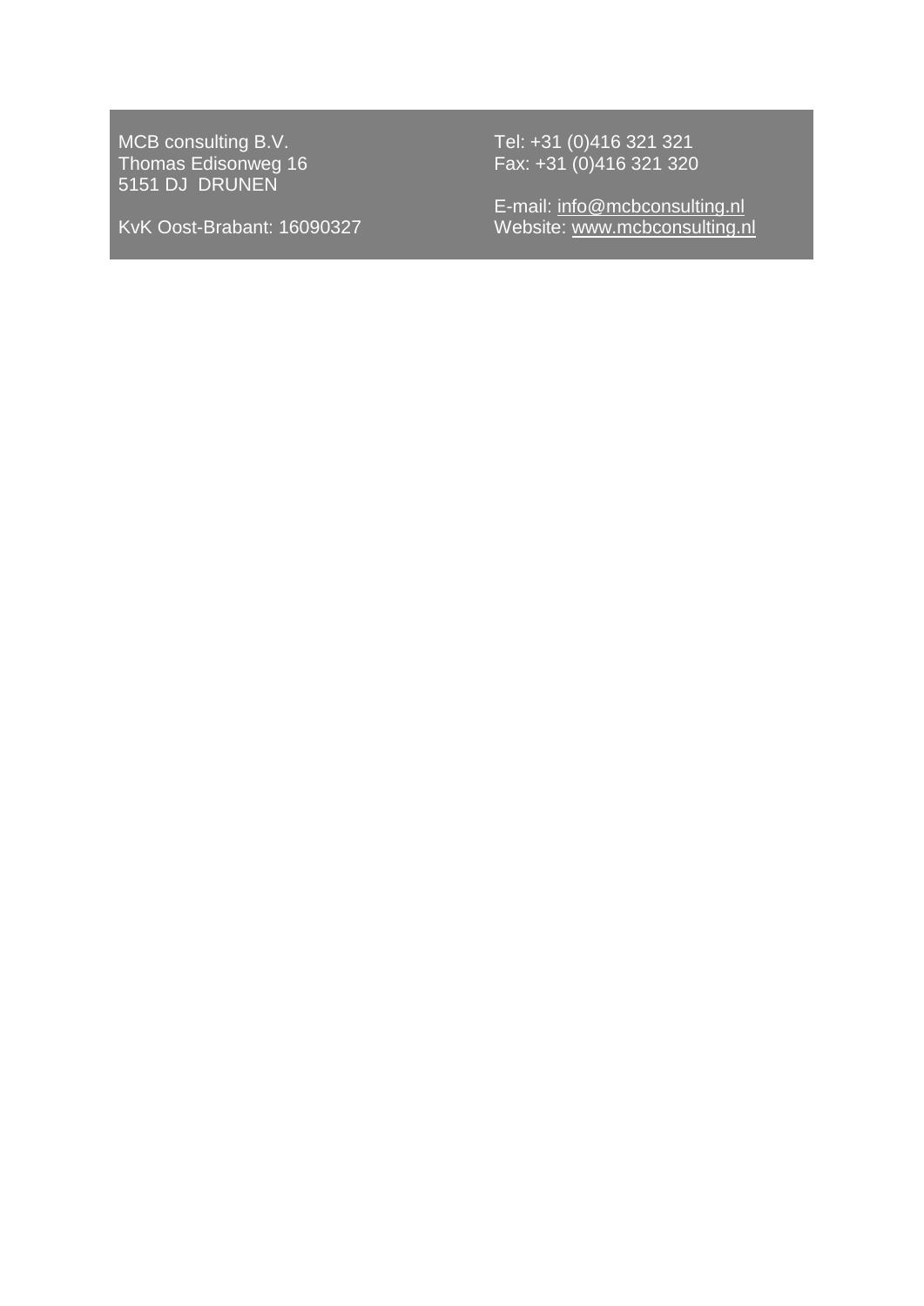MCB consulting B.V.
Thomas Edisonweg 16
5151 DJ DRUNEN

KvK Oost-Brabant: 16090327

Tel: +31 (0)416 321 321
Fax: +31 (0)416 321 320

E-mail: info@mcbconsulting.nl
Website: www.mcbconsulting.nl